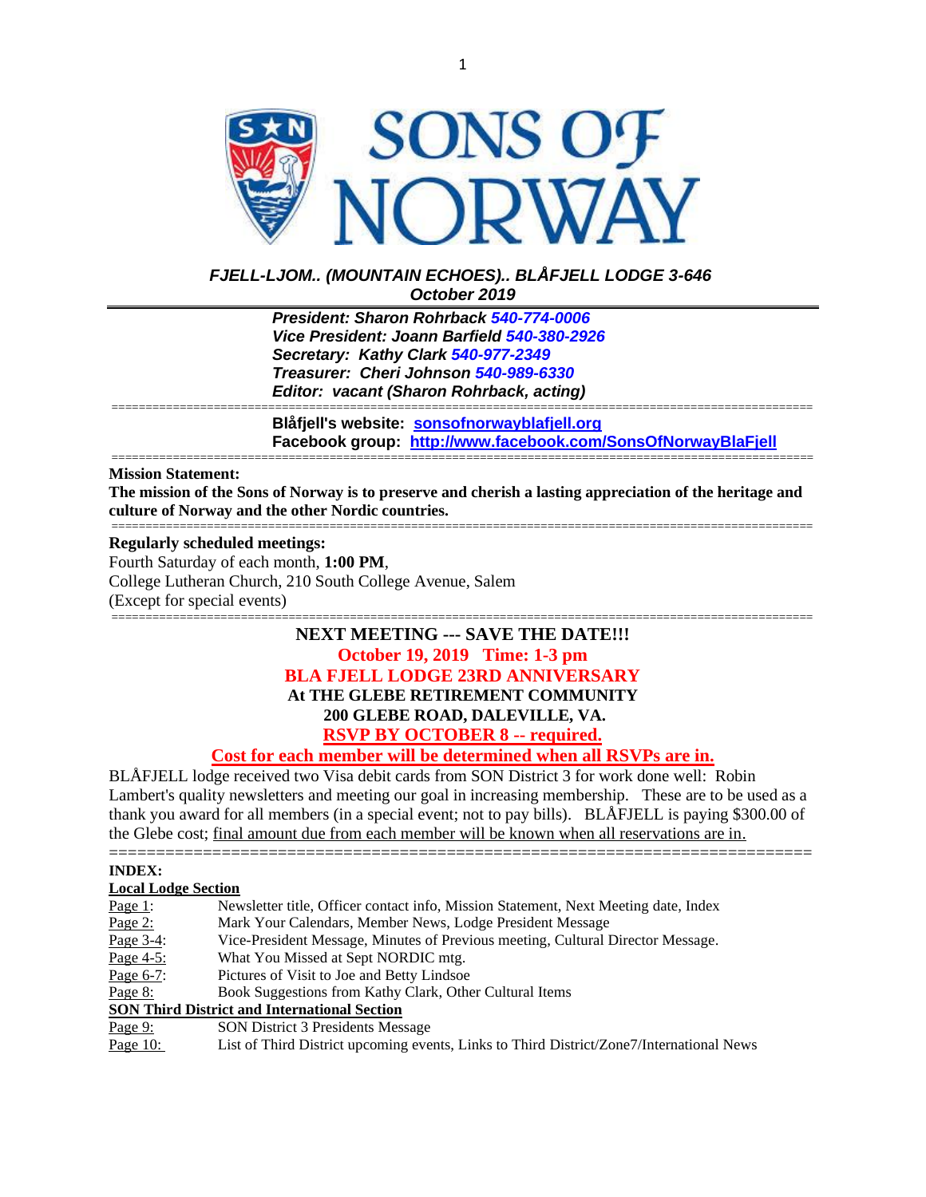# SONS OF NORWAY

***FJELL-LJOM.. (MOUNTAIN ECHOES).. BLÅFJELL LODGE 3-646***
***October 2019***

***President: Sharon Rohrback 540-774-0006***
***Vice President: Joann Barfield 540-380-2926***
***Secretary: Kathy Clark 540-977-2349***
***Treasurer: Cheri Johnson 540-989-6330***
***Editor: vacant (Sharon Rohrback, acting)***

**Blåfjell's website: sonsofnorwayblafjell.org**
**Facebook group: http://www.facebook.com/SonsOfNorwayBlaFjell**

**Mission Statement:**
**The mission of the Sons of Norway is to preserve and cherish a lasting appreciation of the heritage and culture of Norway and the other Nordic countries.**

**Regularly scheduled meetings:**
Fourth Saturday of each month, **1:00 PM**,
College Lutheran Church, 210 South College Avenue, Salem
(Except for special events)

**NEXT MEETING --- SAVE THE DATE!!!**
**October 19, 2019 Time: 1-3 pm**
**BLA FJELL LODGE 23RD ANNIVERSARY**
**At THE GLEBE RETIREMENT COMMUNITY**
**200 GLEBE ROAD, DALEVILLE, VA.**
**RSVP BY OCTOBER 8 -- required.**
**Cost for each member will be determined when all RSVPs are in.**

BLÅFJELL lodge received two Visa debit cards from SON District 3 for work done well: Robin Lambert's quality newsletters and meeting our goal in increasing membership. These are to be used as a thank you award for all members (in a special event; not to pay bills). BLÅFJELL is paying $300.00 of the Glebe cost; final amount due from each member will be known when all reservations are in.

**INDEX:**

**Local Lodge Section**

| Page | Contents |
|---|---|
| Page 1: | Newsletter title, Officer contact info, Mission Statement, Next Meeting date, Index |
| Page 2: | Mark Your Calendars, Member News, Lodge President Message |
| Page 3-4: | Vice-President Message, Minutes of Previous meeting, Cultural Director Message. |
| Page 4-5: | What You Missed at Sept NORDIC mtg. |
| Page 6-7: | Pictures of Visit to Joe and Betty Lindsoe |
| Page 8: | Book Suggestions from Kathy Clark, Other Cultural Items |

**SON Third District and International Section**

| Page | Contents |
|---|---|
| Page 9: | SON District 3 Presidents Message |
| Page 10: | List of Third District upcoming events, Links to Third District/Zone7/International News |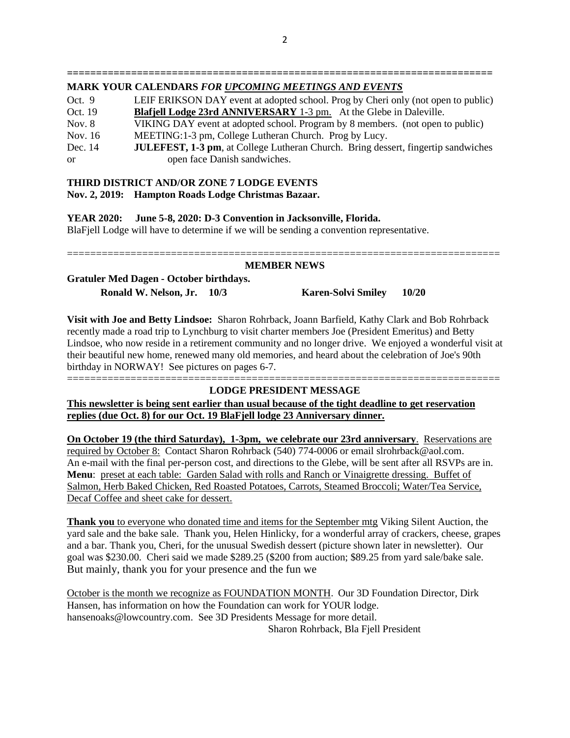==========================================================================

**MARK YOUR CALENDARS** ***FOR UPCOMING MEETINGS AND EVENTS***

| | |
|---|---|
| Oct. 9 | LEIF ERIKSON DAY event at adopted school. Prog by Cheri only (not open to public) |
| Oct. 19 | **Blafjell Lodge 23rd ANNIVERSARY** 1-3 pm. At the Glebe in Daleville. |
| Nov. 8 | VIKING DAY event at adopted school. Program by 8 members. (not open to public) |
| Nov. 16 | MEETING:1-3 pm, College Lutheran Church. Prog by Lucy. |
| Dec. 14 | **JULEFEST, 1-3 pm**, at College Lutheran Church. Bring dessert, fingertip sandwiches or open face Danish sandwiches. |

**THIRD DISTRICT AND/OR ZONE 7 LODGE EVENTS**

**Nov. 2, 2019: Hampton Roads Lodge Christmas Bazaar.**

**YEAR 2020: June 5-8, 2020: D-3 Convention in Jacksonville, Florida.**

BlaFjell Lodge will have to determine if we will be sending a convention representative.

==========================================================================

## MEMBER NEWS

**Gratuler Med Dagen - October birthdays.**

**Ronald W. Nelson, Jr. 10/3 Karen-Solvi Smiley 10/20**

**Visit with Joe and Betty Lindsoe:** Sharon Rohrback, Joann Barfield, Kathy Clark and Bob Rohrback recently made a road trip to Lynchburg to visit charter members Joe (President Emeritus) and Betty Lindsoe, who now reside in a retirement community and no longer drive. We enjoyed a wonderful visit at their beautiful new home, renewed many old memories, and heard about the celebration of Joe's 90th birthday in NORWAY! See pictures on pages 6-7.

==========================================================================

## LODGE PRESIDENT MESSAGE

**This newsletter is being sent earlier than usual because of the tight deadline to get reservation replies (due Oct. 8) for our Oct. 19 BlaFjell lodge 23 Anniversary dinner.**

**On October 19 (the third Saturday), 1-3pm, we celebrate our 23rd anniversary**. Reservations are required by October 8: Contact Sharon Rohrback (540) 774-0006 or email slrohrback@aol.com. An e-mail with the final per-person cost, and directions to the Glebe, will be sent after all RSVPs are in. **Menu**: preset at each table: Garden Salad with rolls and Ranch or Vinaigrette dressing. Buffet of Salmon, Herb Baked Chicken, Red Roasted Potatoes, Carrots, Steamed Broccoli; Water/Tea Service, Decaf Coffee and sheet cake for dessert.

**Thank you** to everyone who donated time and items for the September mtg Viking Silent Auction, the yard sale and the bake sale. Thank you, Helen Hinlicky, for a wonderful array of crackers, cheese, grapes and a bar. Thank you, Cheri, for the unusual Swedish dessert (picture shown later in newsletter). Our goal was $230.00. Cheri said we made $289.25 ($200 from auction; $89.25 from yard sale/bake sale. But mainly, thank you for your presence and the fun we

October is the month we recognize as FOUNDATION MONTH. Our 3D Foundation Director, Dirk Hansen, has information on how the Foundation can work for YOUR lodge. hansenoaks@lowcountry.com. See 3D Presidents Message for more detail.

Sharon Rohrback, Bla Fjell President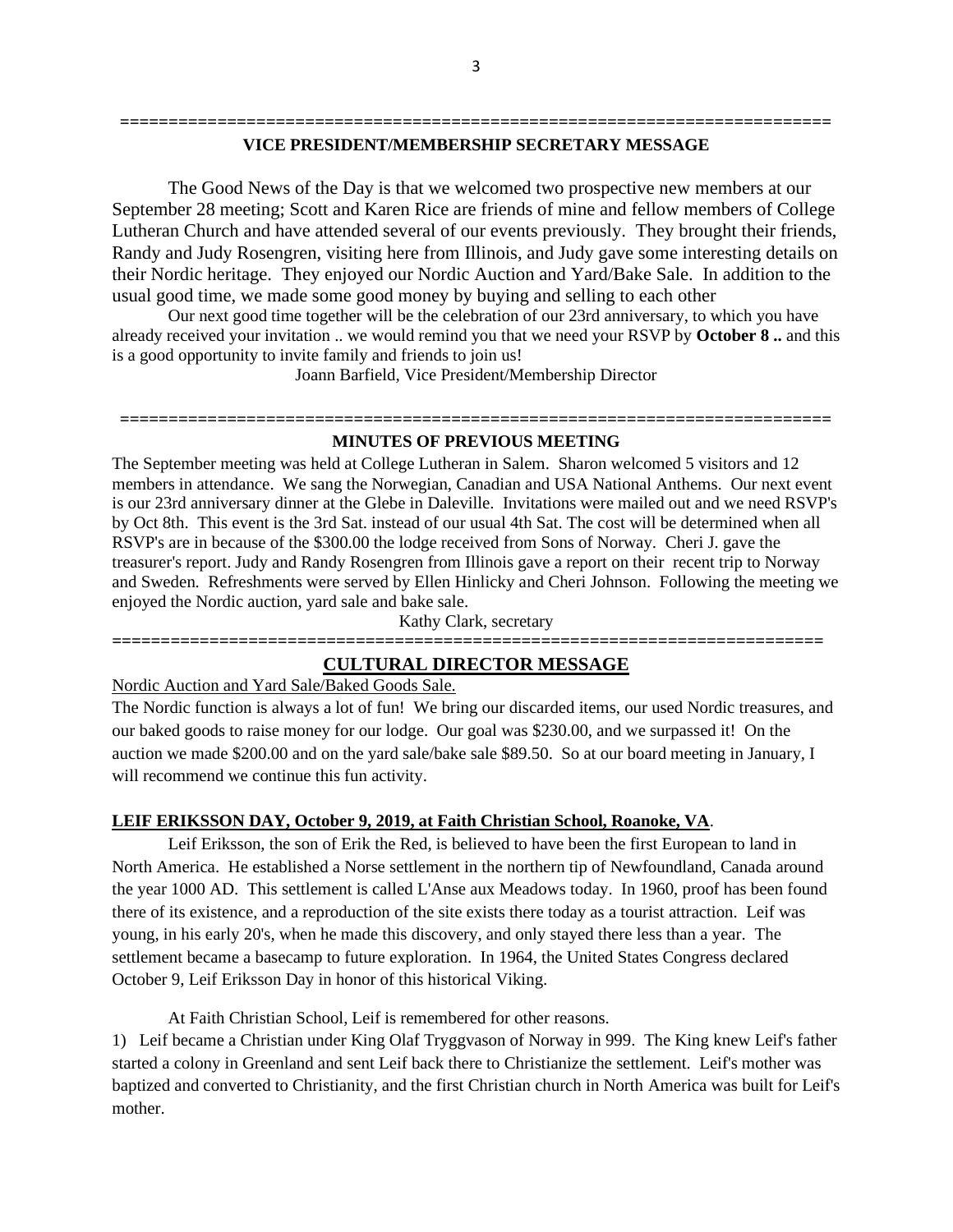## VICE PRESIDENT/MEMBERSHIP SECRETARY MESSAGE

The Good News of the Day is that we welcomed two prospective new members at our September 28 meeting; Scott and Karen Rice are friends of mine and fellow members of College Lutheran Church and have attended several of our events previously. They brought their friends, Randy and Judy Rosengren, visiting here from Illinois, and Judy gave some interesting details on their Nordic heritage. They enjoyed our Nordic Auction and Yard/Bake Sale. In addition to the usual good time, we made some good money by buying and selling to each other

Our next good time together will be the celebration of our 23rd anniversary, to which you have already received your invitation .. we would remind you that we need your RSVP by **October 8 ..** and this is a good opportunity to invite family and friends to join us!

Joann Barfield, Vice President/Membership Director

## MINUTES OF PREVIOUS MEETING

The September meeting was held at College Lutheran in Salem. Sharon welcomed 5 visitors and 12 members in attendance. We sang the Norwegian, Canadian and USA National Anthems. Our next event is our 23rd anniversary dinner at the Glebe in Daleville. Invitations were mailed out and we need RSVP's by Oct 8th. This event is the 3rd Sat. instead of our usual 4th Sat. The cost will be determined when all RSVP's are in because of the $300.00 the lodge received from Sons of Norway. Cheri J. gave the treasurer's report. Judy and Randy Rosengren from Illinois gave a report on their recent trip to Norway and Sweden. Refreshments were served by Ellen Hinlicky and Cheri Johnson. Following the meeting we enjoyed the Nordic auction, yard sale and bake sale.

Kathy Clark, secretary

## CULTURAL DIRECTOR MESSAGE

Nordic Auction and Yard Sale/Baked Goods Sale.

The Nordic function is always a lot of fun! We bring our discarded items, our used Nordic treasures, and our baked goods to raise money for our lodge. Our goal was $230.00, and we surpassed it! On the auction we made $200.00 and on the yard sale/bake sale $89.50. So at our board meeting in January, I will recommend we continue this fun activity.

**LEIF ERIKSSON DAY, October 9, 2019, at Faith Christian School, Roanoke, VA**.

Leif Eriksson, the son of Erik the Red, is believed to have been the first European to land in North America. He established a Norse settlement in the northern tip of Newfoundland, Canada around the year 1000 AD. This settlement is called L'Anse aux Meadows today. In 1960, proof has been found there of its existence, and a reproduction of the site exists there today as a tourist attraction. Leif was young, in his early 20's, when he made this discovery, and only stayed there less than a year. The settlement became a basecamp to future exploration. In 1964, the United States Congress declared October 9, Leif Eriksson Day in honor of this historical Viking.

At Faith Christian School, Leif is remembered for other reasons.

1) Leif became a Christian under King Olaf Tryggvason of Norway in 999. The King knew Leif's father started a colony in Greenland and sent Leif back there to Christianize the settlement. Leif's mother was baptized and converted to Christianity, and the first Christian church in North America was built for Leif's mother.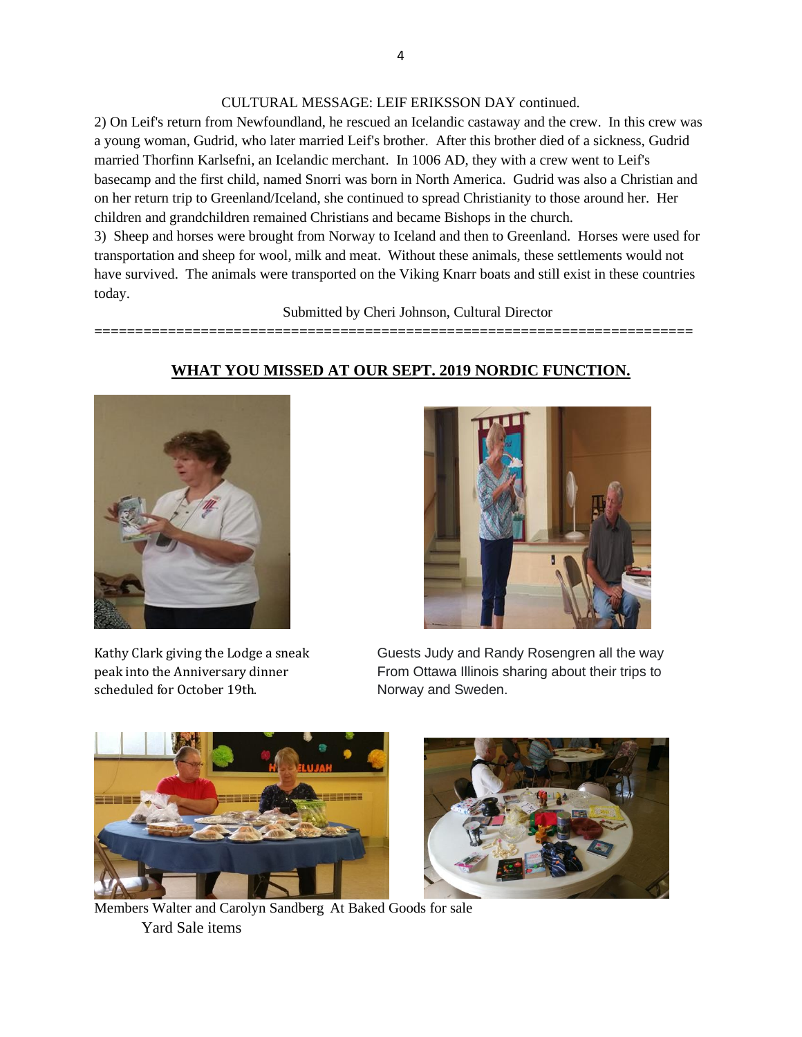CULTURAL MESSAGE: LEIF ERIKSSON DAY continued.

2) On Leif's return from Newfoundland, he rescued an Icelandic castaway and the crew. In this crew was a young woman, Gudrid, who later married Leif's brother. After this brother died of a sickness, Gudrid married Thorfinn Karlsefni, an Icelandic merchant. In 1006 AD, they with a crew went to Leif's basecamp and the first child, named Snorri was born in North America. Gudrid was also a Christian and on her return trip to Greenland/Iceland, she continued to spread Christianity to those around her. Her children and grandchildren remained Christians and became Bishops in the church.

3) Sheep and horses were brought from Norway to Iceland and then to Greenland. Horses were used for transportation and sheep for wool, milk and meat. Without these animals, these settlements would not have survived. The animals were transported on the Viking Knarr boats and still exist in these countries today.

Submitted by Cheri Johnson, Cultural Director

========================================================================

**WHAT YOU MISSED AT OUR SEPT. 2019 NORDIC FUNCTION.**

Kathy Clark giving the Lodge a sneak peak into the Anniversary dinner scheduled for October 19th.

Guests Judy and Randy Rosengren all the way From Ottawa Illinois sharing about their trips to Norway and Sweden.

Members Walter and Carolyn Sandberg At Baked Goods for sale

Yard Sale items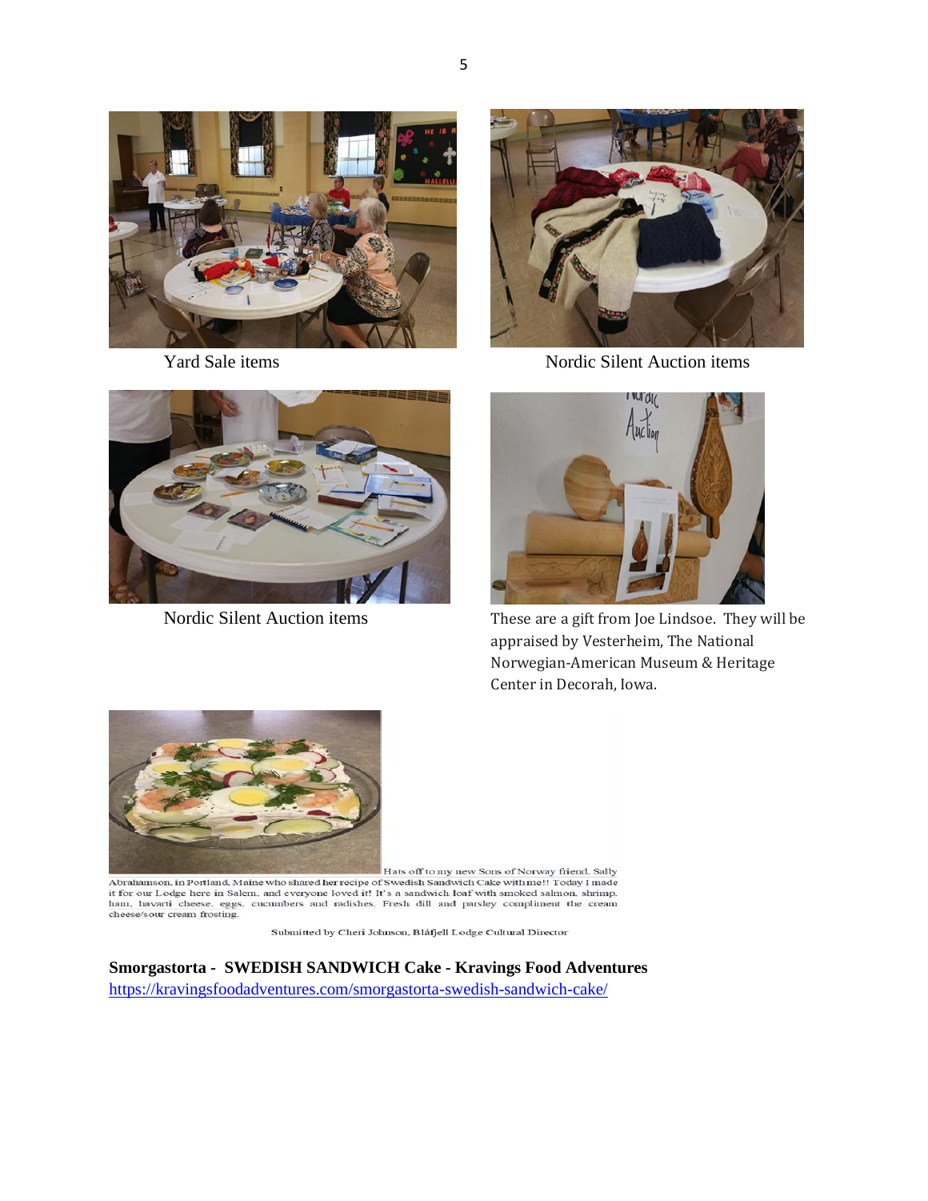Yard Sale items

Nordic Silent Auction items

Nordic Silent Auction items

These are a gift from Joe Lindsoe. They will be appraised by Vesterheim, The National Norwegian-American Museum & Heritage Center in Decorah, Iowa.

Hats off to my new Sons of Norway friend, Sally Abrahamson, in Portland, Maine who shared her recipe of Swedish Sandwich Cake with me!! Today I made it for our Lodge here in Salem, and everyone loved it! It's a sandwich loaf with smoked salmon, shrimp, ham, havarti cheese, eggs, cucumbers and radishes. Fresh dill and parsley compliment the cream cheese/sour cream frosting.

Submitted by Cheri Johnson, Blåfjell Lodge Cultural Director

**Smorgastorta - SWEDISH SANDWICH Cake - Kravings Food Adventures**

https://kravingsfoodadventures.com/smorgastorta-swedish-sandwich-cake/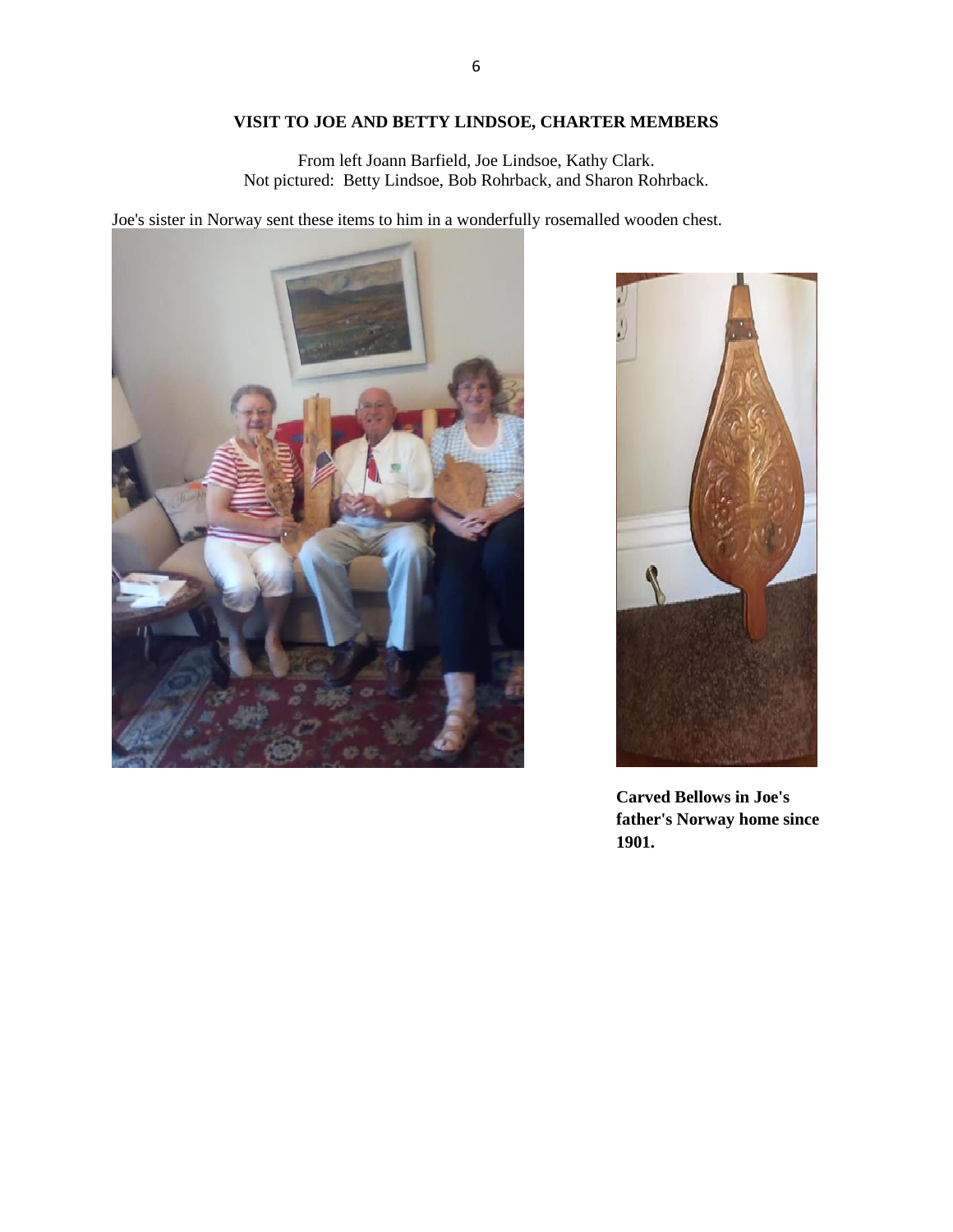## VISIT TO JOE AND BETTY LINDSOE, CHARTER MEMBERS

From left Joann Barfield, Joe Lindsoe, Kathy Clark.
Not pictured: Betty Lindsoe, Bob Rohrback, and Sharon Rohrback.

Joe's sister in Norway sent these items to him in a wonderfully rosemalled wooden chest.

**Carved Bellows in Joe's father's Norway home since 1901.**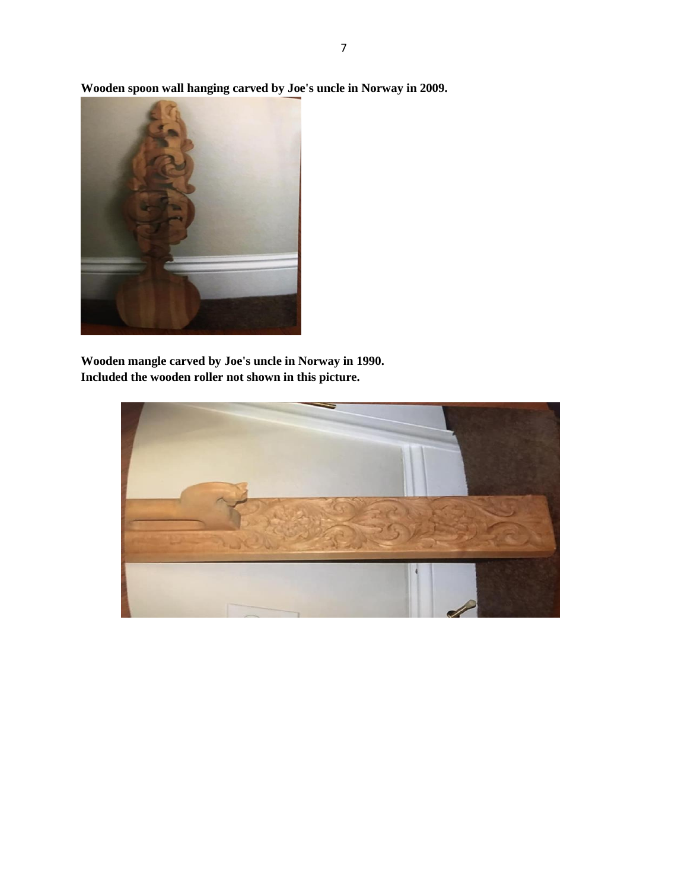**Wooden spoon wall hanging carved by Joe's uncle in Norway in 2009.**

**Wooden mangle carved by Joe's uncle in Norway in 1990.**
**Included the wooden roller not shown in this picture.**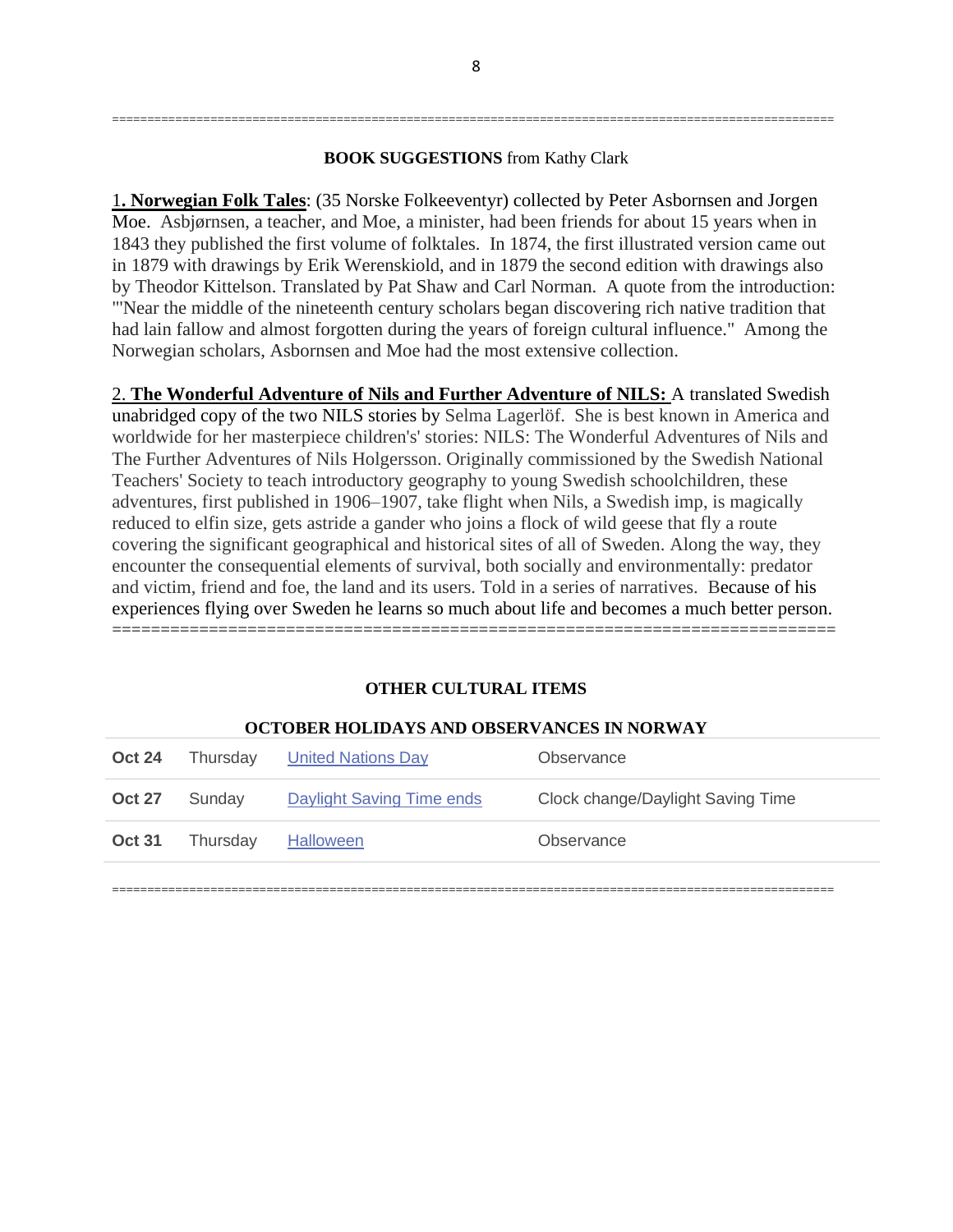---

**BOOK SUGGESTIONS** from Kathy Clark

1**. Norwegian Folk Tales**: (35 Norske Folkeeventyr) collected by Peter Asbornsen and Jorgen Moe. Asbjørnsen, a teacher, and Moe, a minister, had been friends for about 15 years when in 1843 they published the first volume of folktales. In 1874, the first illustrated version came out in 1879 with drawings by Erik Werenskiold, and in 1879 the second edition with drawings also by Theodor Kittelson. Translated by Pat Shaw and Carl Norman. A quote from the introduction: "'Near the middle of the nineteenth century scholars began discovering rich native tradition that had lain fallow and almost forgotten during the years of foreign cultural influence." Among the Norwegian scholars, Asbornsen and Moe had the most extensive collection.

2. **The Wonderful Adventure of Nils and Further Adventure of NILS:** A translated Swedish unabridged copy of the two NILS stories by Selma Lagerlöf. She is best known in America and worldwide for her masterpiece children's' stories: NILS: The Wonderful Adventures of Nils and The Further Adventures of Nils Holgersson. Originally commissioned by the Swedish National Teachers' Society to teach introductory geography to young Swedish schoolchildren, these adventures, first published in 1906–1907, take flight when Nils, a Swedish imp, is magically reduced to elfin size, gets astride a gander who joins a flock of wild geese that fly a route covering the significant geographical and historical sites of all of Sweden. Along the way, they encounter the consequential elements of survival, both socially and environmentally: predator and victim, friend and foe, the land and its users. Told in a series of narratives. Because of his experiences flying over Sweden he learns so much about life and becomes a much better person.

---

**OTHER CULTURAL ITEMS**

**OCTOBER HOLIDAYS AND OBSERVANCES IN NORWAY**

| | | | |
|---|---|---|---|
| **Oct 24** | Thursday | United Nations Day | Observance |
| **Oct 27** | Sunday | Daylight Saving Time ends | Clock change/Daylight Saving Time |
| **Oct 31** | Thursday | Halloween | Observance |

---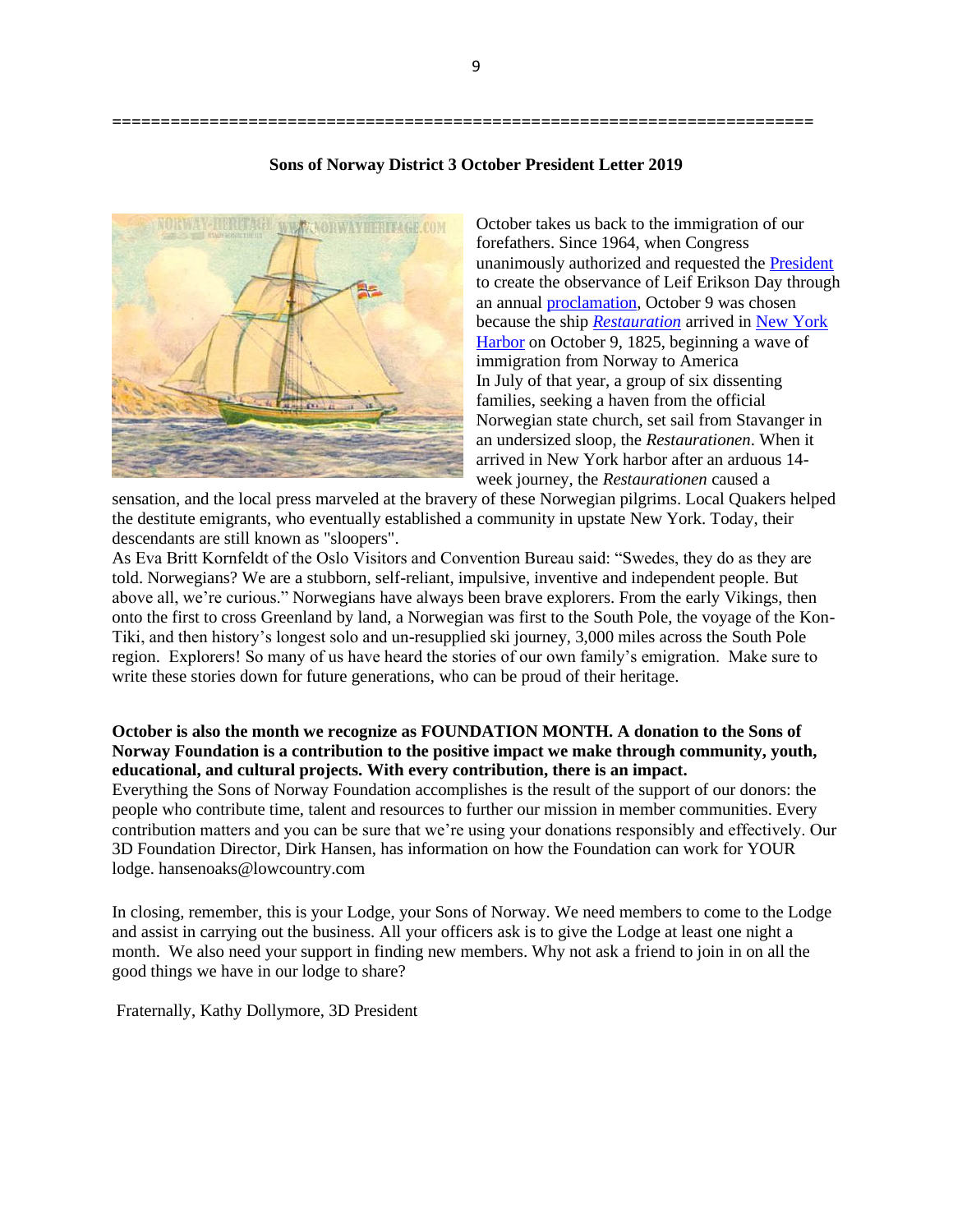=====================================================================

**Sons of Norway District 3 October President Letter 2019**

October takes us back to the immigration of our forefathers. Since 1964, when Congress unanimously authorized and requested the President to create the observance of Leif Erikson Day through an annual proclamation, October 9 was chosen because the ship *Restauration* arrived in New York Harbor on October 9, 1825, beginning a wave of immigration from Norway to America
In July of that year, a group of six dissenting families, seeking a haven from the official Norwegian state church, set sail from Stavanger in an undersized sloop, the *Restaurationen*. When it arrived in New York harbor after an arduous 14-week journey, the *Restaurationen* caused a sensation, and the local press marveled at the bravery of these Norwegian pilgrims. Local Quakers helped the destitute emigrants, who eventually established a community in upstate New York. Today, their descendants are still known as "sloopers".
As Eva Britt Kornfeldt of the Oslo Visitors and Convention Bureau said: "Swedes, they do as they are told. Norwegians? We are a stubborn, self-reliant, impulsive, inventive and independent people. But above all, we're curious." Norwegians have always been brave explorers. From the early Vikings, then onto the first to cross Greenland by land, a Norwegian was first to the South Pole, the voyage of the Kon-Tiki, and then history's longest solo and un-resupplied ski journey, 3,000 miles across the South Pole region. Explorers! So many of us have heard the stories of our own family's emigration. Make sure to write these stories down for future generations, who can be proud of their heritage.

**October is also the month we recognize as FOUNDATION MONTH. A donation to the Sons of Norway Foundation is a contribution to the positive impact we make through community, youth, educational, and cultural projects. With every contribution, there is an impact.**
Everything the Sons of Norway Foundation accomplishes is the result of the support of our donors: the people who contribute time, talent and resources to further our mission in member communities. Every contribution matters and you can be sure that we're using your donations responsibly and effectively. Our 3D Foundation Director, Dirk Hansen, has information on how the Foundation can work for YOUR lodge. hansenoaks@lowcountry.com

In closing, remember, this is your Lodge, your Sons of Norway. We need members to come to the Lodge and assist in carrying out the business. All your officers ask is to give the Lodge at least one night a month. We also need your support in finding new members. Why not ask a friend to join in on all the good things we have in our lodge to share?

Fraternally, Kathy Dollymore, 3D President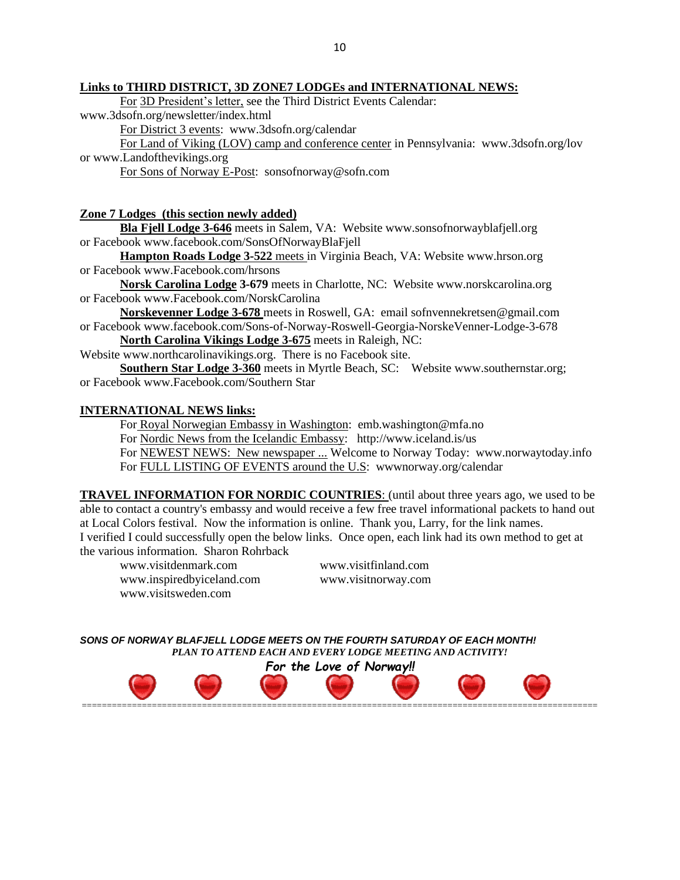**Links to THIRD DISTRICT, 3D ZONE7 LODGEs and INTERNATIONAL NEWS:**

For 3D President's letter, see the Third District Events Calendar: www.3dsofn.org/newsletter/index.html

For District 3 events: www.3dsofn.org/calendar

For Land of Viking (LOV) camp and conference center in Pennsylvania: www.3dsofn.org/lov or www.Landofthevikings.org

For Sons of Norway E-Post: sonsofnorway@sofn.com

**Zone 7 Lodges (this section newly added)**

**Bla Fjell Lodge 3-646** meets in Salem, VA: Website www.sonsofnorwayblafjell.org or Facebook www.facebook.com/SonsOfNorwayBlaFjell

**Hampton Roads Lodge 3-522** meets in Virginia Beach, VA: Website www.hrson.org or Facebook www.Facebook.com/hrsons

**Norsk Carolina Lodge 3-679** meets in Charlotte, NC: Website www.norskcarolina.org or Facebook www.Facebook.com/NorskCarolina

**Norskevenner Lodge 3-678** meets in Roswell, GA: email sofnvennekretsen@gmail.com or Facebook www.facebook.com/Sons-of-Norway-Roswell-Georgia-NorskeVenner-Lodge-3-678

**North Carolina Vikings Lodge 3-675** meets in Raleigh, NC: Website www.northcarolinavikings.org. There is no Facebook site.

**Southern Star Lodge 3-360** meets in Myrtle Beach, SC: Website www.southernstar.org; or Facebook www.Facebook.com/Southern Star

**INTERNATIONAL NEWS links:**

For Royal Norwegian Embassy in Washington: emb.washington@mfa.no

For Nordic News from the Icelandic Embassy: http://www.iceland.is/us

For NEWEST NEWS: New newspaper ... Welcome to Norway Today: www.norwaytoday.info

For FULL LISTING OF EVENTS around the U.S: wwwnorway.org/calendar

**TRAVEL INFORMATION FOR NORDIC COUNTRIES**: (until about three years ago, we used to be able to contact a country's embassy and would receive a few free travel informational packets to hand out at Local Colors festival. Now the information is online. Thank you, Larry, for the link names. I verified I could successfully open the below links. Once open, each link had its own method to get at the various information. Sharon Rohrback

www.visitdenmark.com
www.inspiredbyiceland.com
www.visitsweden.com
www.visitfinland.com
www.visitnorway.com

***SONS OF NORWAY BLAFJELL LODGE MEETS ON THE FOURTH SATURDAY OF EACH MONTH!***

***PLAN TO ATTEND EACH AND EVERY LODGE MEETING AND ACTIVITY!***

***For the Love of Norway!!***